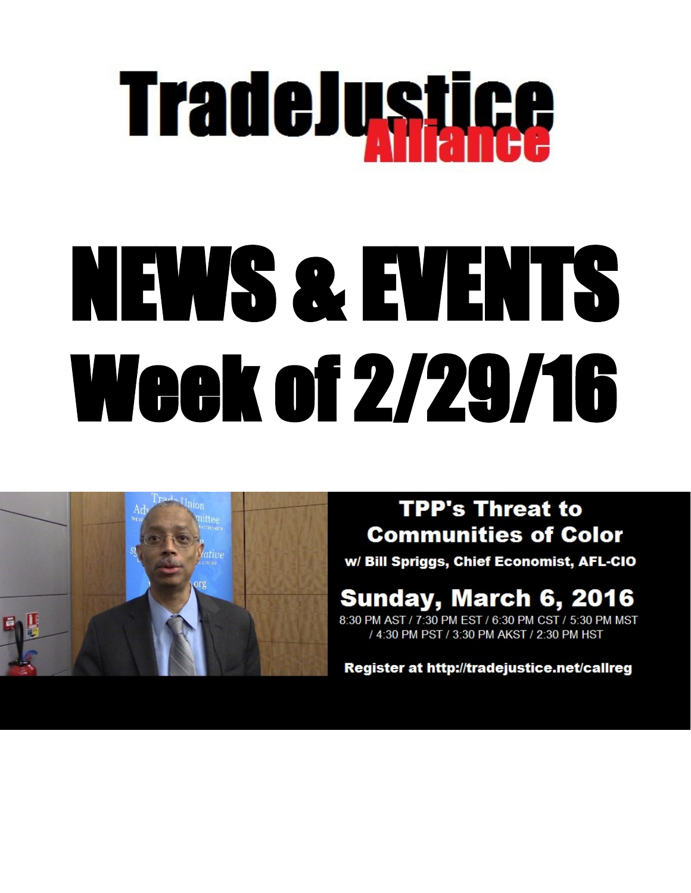# TradeJustice Alliance

# NEWS & EVENTS Week of 2/29/16

**TPP's Threat to Communities of Color**

**w/ Bill Spriggs, Chief Economist, AFL-CIO**

**Sunday, March 6, 2016**

8:30 PM AST / 7:30 PM EST / 6:30 PM CST / 5:30 PM MST / 4:30 PM PST / 3:30 PM AKST / 2:30 PM HST

**Register at http://tradejustice.net/callreg**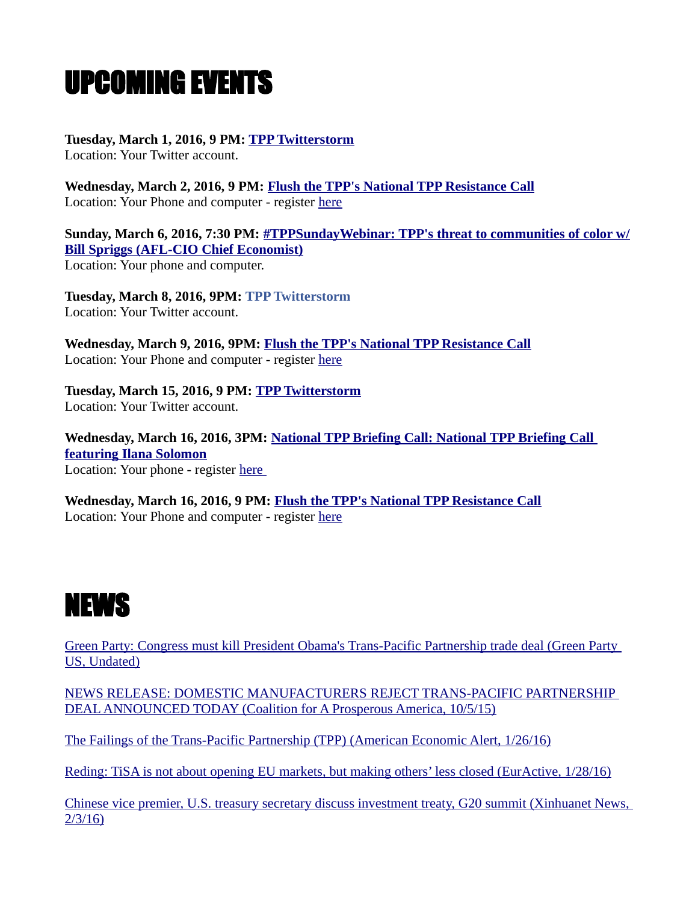# UPCOMING EVENTS

**Tuesday, March 1, 2016, 9 PM: TPP Twitterstorm**
Location: Your Twitter account.

**Wednesday, March 2, 2016, 9 PM: Flush the TPP's National TPP Resistance Call**
Location: Your Phone and computer - register here

**Sunday, March 6, 2016, 7:30 PM: #TPPSundayWebinar: TPP's threat to communities of color w/ Bill Spriggs (AFL-CIO Chief Economist)**
Location: Your phone and computer.

**Tuesday, March 8, 2016, 9PM: TPP Twitterstorm**
Location: Your Twitter account.

**Wednesday, March 9, 2016, 9PM: Flush the TPP's National TPP Resistance Call**
Location: Your Phone and computer - register here

**Tuesday, March 15, 2016, 9 PM: TPP Twitterstorm**
Location: Your Twitter account.

**Wednesday, March 16, 2016, 3PM: National TPP Briefing Call: National TPP Briefing Call featuring Ilana Solomon**
Location: Your phone - register here

**Wednesday, March 16, 2016, 9 PM: Flush the TPP's National TPP Resistance Call**
Location: Your Phone and computer - register here

# NEWS

Green Party: Congress must kill President Obama's Trans-Pacific Partnership trade deal (Green Party US, Undated)

NEWS RELEASE: DOMESTIC MANUFACTURERS REJECT TRANS-PACIFIC PARTNERSHIP DEAL ANNOUNCED TODAY (Coalition for A Prosperous America, 10/5/15)

The Failings of the Trans-Pacific Partnership (TPP) (American Economic Alert, 1/26/16)

Reding: TiSA is not about opening EU markets, but making others' less closed (EurActive, 1/28/16)

Chinese vice premier, U.S. treasury secretary discuss investment treaty, G20 summit (Xinhuanet News, 2/3/16)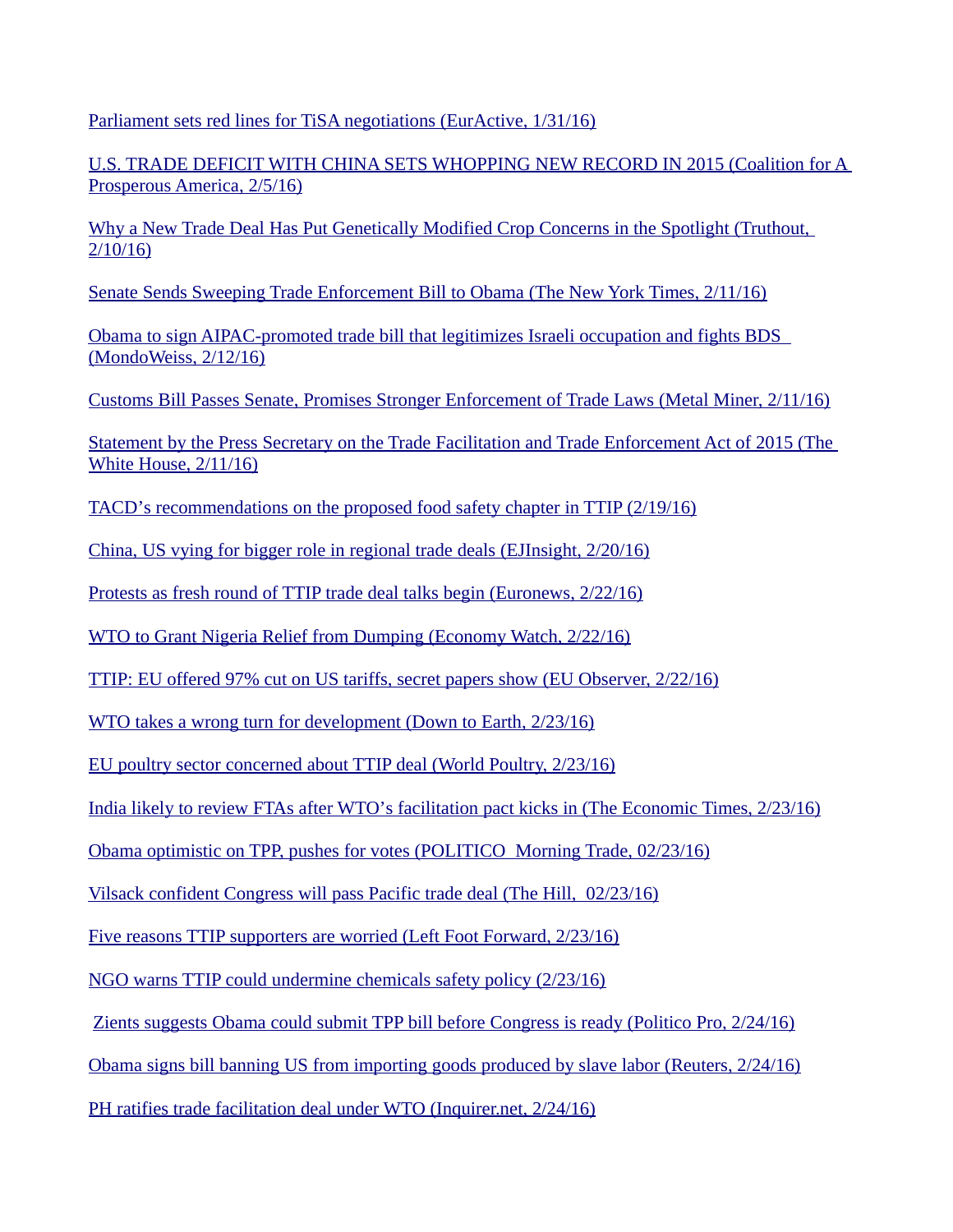Parliament sets red lines for TiSA negotiations (EurActive, 1/31/16)

U.S. TRADE DEFICIT WITH CHINA SETS WHOPPING NEW RECORD IN 2015 (Coalition for A Prosperous America, 2/5/16)

Why a New Trade Deal Has Put Genetically Modified Crop Concerns in the Spotlight (Truthout, 2/10/16)

Senate Sends Sweeping Trade Enforcement Bill to Obama (The New York Times, 2/11/16)

Obama to sign AIPAC-promoted trade bill that legitimizes Israeli occupation and fights BDS (MondoWeiss, 2/12/16)

Customs Bill Passes Senate, Promises Stronger Enforcement of Trade Laws (Metal Miner, 2/11/16)

Statement by the Press Secretary on the Trade Facilitation and Trade Enforcement Act of 2015 (The White House, 2/11/16)

TACD's recommendations on the proposed food safety chapter in TTIP (2/19/16)

China, US vying for bigger role in regional trade deals (EJInsight, 2/20/16)

Protests as fresh round of TTIP trade deal talks begin (Euronews, 2/22/16)

WTO to Grant Nigeria Relief from Dumping (Economy Watch, 2/22/16)

TTIP: EU offered 97% cut on US tariffs, secret papers show (EU Observer, 2/22/16)

WTO takes a wrong turn for development (Down to Earth, 2/23/16)

EU poultry sector concerned about TTIP deal (World Poultry, 2/23/16)

India likely to review FTAs after WTO's facilitation pact kicks in (The Economic Times, 2/23/16)

Obama optimistic on TPP, pushes for votes (POLITICO Morning Trade, 02/23/16)

Vilsack confident Congress will pass Pacific trade deal (The Hill, 02/23/16)

Five reasons TTIP supporters are worried (Left Foot Forward, 2/23/16)

NGO warns TTIP could undermine chemicals safety policy (2/23/16)

Zients suggests Obama could submit TPP bill before Congress is ready (Politico Pro, 2/24/16)

Obama signs bill banning US from importing goods produced by slave labor (Reuters, 2/24/16)

PH ratifies trade facilitation deal under WTO (Inquirer.net, 2/24/16)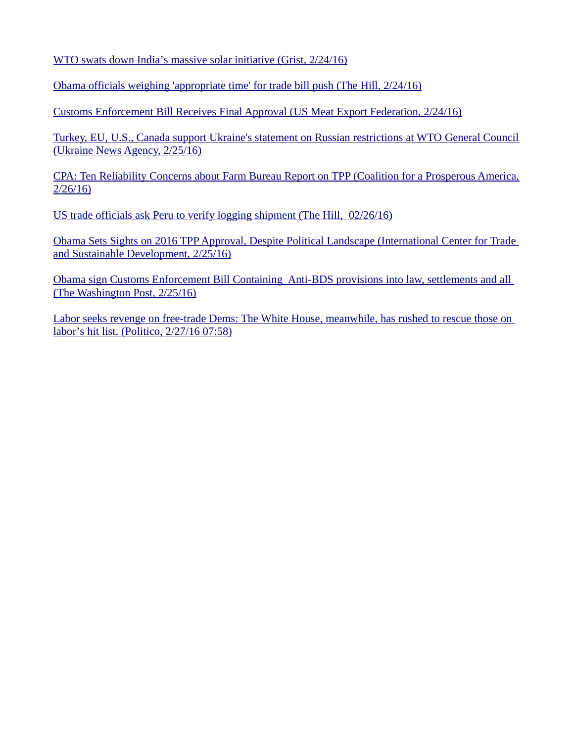WTO swats down India's massive solar initiative (Grist, 2/24/16)

Obama officials weighing 'appropriate time' for trade bill push (The Hill, 2/24/16)

Customs Enforcement Bill Receives Final Approval (US Meat Export Federation, 2/24/16)

Turkey, EU, U.S., Canada support Ukraine's statement on Russian restrictions at WTO General Council (Ukraine News Agency, 2/25/16)

CPA: Ten Reliability Concerns about Farm Bureau Report on TPP (Coalition for a Prosperous America, 2/26/16)

US trade officials ask Peru to verify logging shipment (The Hill, 02/26/16)

Obama Sets Sights on 2016 TPP Approval, Despite Political Landscape (International Center for Trade and Sustainable Development, 2/25/16)

Obama sign Customs Enforcement Bill Containing Anti-BDS provisions into law, settlements and all (The Washington Post, 2/25/16)

Labor seeks revenge on free-trade Dems: The White House, meanwhile, has rushed to rescue those on labor's hit list. (Politico, 2/27/16 07:58)